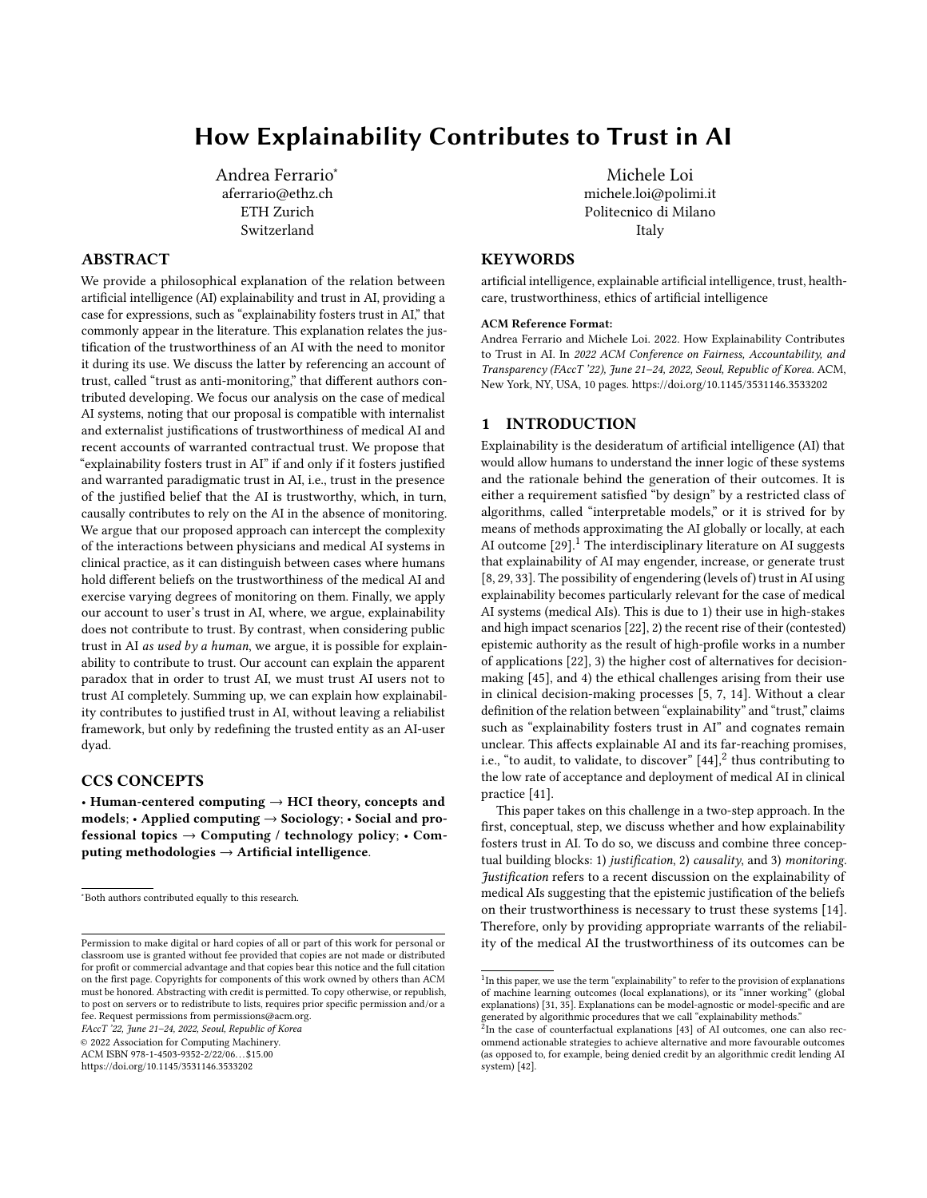# How Explainability Contributes to Trust in AI

Andrea Ferrario*
aferrario@ethz.ch
ETH Zurich
Switzerland

Michele Loi
michele.loi@polimi.it
Politecnico di Milano
Italy

## ABSTRACT

We provide a philosophical explanation of the relation between artificial intelligence (AI) explainability and trust in AI, providing a case for expressions, such as "explainability fosters trust in AI," that commonly appear in the literature. This explanation relates the justification of the trustworthiness of an AI with the need to monitor it during its use. We discuss the latter by referencing an account of trust, called "trust as anti-monitoring," that different authors contributed developing. We focus our analysis on the case of medical AI systems, noting that our proposal is compatible with internalist and externalist justifications of trustworthiness of medical AI and recent accounts of warranted contractual trust. We propose that "explainability fosters trust in AI" if and only if it fosters justified and warranted paradigmatic trust in AI, i.e., trust in the presence of the justified belief that the AI is trustworthy, which, in turn, causally contributes to rely on the AI in the absence of monitoring. We argue that our proposed approach can intercept the complexity of the interactions between physicians and medical AI systems in clinical practice, as it can distinguish between cases where humans hold different beliefs on the trustworthiness of the medical AI and exercise varying degrees of monitoring on them. Finally, we apply our account to user's trust in AI, where, we argue, explainability does not contribute to trust. By contrast, when considering public trust in AI *as used by a human*, we argue, it is possible for explainability to contribute to trust. Our account can explain the apparent paradox that in order to trust AI, we must trust AI users not to trust AI completely. Summing up, we can explain how explainability contributes to justified trust in AI, without leaving a reliabilist framework, but only by redefining the trusted entity as an AI-user dyad.

## CCS CONCEPTS

• **Human-centered computing → HCI theory, concepts and models**; • **Applied computing → Sociology**; • **Social and professional topics → Computing / technology policy**; • **Computing methodologies → Artificial intelligence**.

## KEYWORDS

artificial intelligence, explainable artificial intelligence, trust, healthcare, trustworthiness, ethics of artificial intelligence

**ACM Reference Format:**
Andrea Ferrario and Michele Loi. 2022. How Explainability Contributes to Trust in AI. In *2022 ACM Conference on Fairness, Accountability, and Transparency (FAccT '22), June 21–24, 2022, Seoul, Republic of Korea.* ACM, New York, NY, USA, 10 pages. https://doi.org/10.1145/3531146.3533202

## 1 INTRODUCTION

Explainability is the desideratum of artificial intelligence (AI) that would allow humans to understand the inner logic of these systems and the rationale behind the generation of their outcomes. It is either a requirement satisfied "by design" by a restricted class of algorithms, called "interpretable models," or it is strived for by means of methods approximating the AI globally or locally, at each AI outcome [29].[1] The interdisciplinary literature on AI suggests that explainability of AI may engender, increase, or generate trust [8, 29, 33]. The possibility of engendering (levels of) trust in AI using explainability becomes particularly relevant for the case of medical AI systems (medical AIs). This is due to 1) their use in high-stakes and high impact scenarios [22], 2) the recent rise of their (contested) epistemic authority as the result of high-profile works in a number of applications [22], 3) the higher cost of alternatives for decision-making [45], and 4) the ethical challenges arising from their use in clinical decision-making processes [5, 7, 14]. Without a clear definition of the relation between "explainability" and "trust," claims such as "explainability fosters trust in AI" and cognates remain unclear. This affects explainable AI and its far-reaching promises, i.e., "to audit, to validate, to discover" [44],[2] thus contributing to the low rate of acceptance and deployment of medical AI in clinical practice [41].

This paper takes on this challenge in a two-step approach. In the first, conceptual, step, we discuss whether and how explainability fosters trust in AI. To do so, we discuss and combine three conceptual building blocks: 1) *justification*, 2) *causality*, and 3) *monitoring*. *Justification* refers to a recent discussion on the explainability of medical AIs suggesting that the epistemic justification of the beliefs on their trustworthiness is necessary to trust these systems [14]. Therefore, only by providing appropriate warrants of the reliability of the medical AI the trustworthiness of its outcomes can be

---

*Both authors contributed equally to this research.

Permission to make digital or hard copies of all or part of this work for personal or classroom use is granted without fee provided that copies are not made or distributed for profit or commercial advantage and that copies bear this notice and the full citation on the first page. Copyrights for components of this work owned by others than ACM must be honored. Abstracting with credit is permitted. To copy otherwise, or republish, to post on servers or to redistribute to lists, requires prior specific permission and/or a fee. Request permissions from permissions@acm.org.
*FAccT '22, June 21–24, 2022, Seoul, Republic of Korea*
© 2022 Association for Computing Machinery.
ACM ISBN 978-1-4503-9352-2/22/06...$15.00
https://doi.org/10.1145/3531146.3533202

[1] In this paper, we use the term "explainability" to refer to the provision of explanations of machine learning outcomes (local explanations), or its "inner working" (global explanations) [31, 35]. Explanations can be model-agnostic or model-specific and are generated by algorithmic procedures that we call "explainability methods."

[2] In the case of counterfactual explanations [43] of AI outcomes, one can also recommend actionable strategies to achieve alternative and more favourable outcomes (as opposed to, for example, being denied credit by an algorithmic credit lending AI system) [42].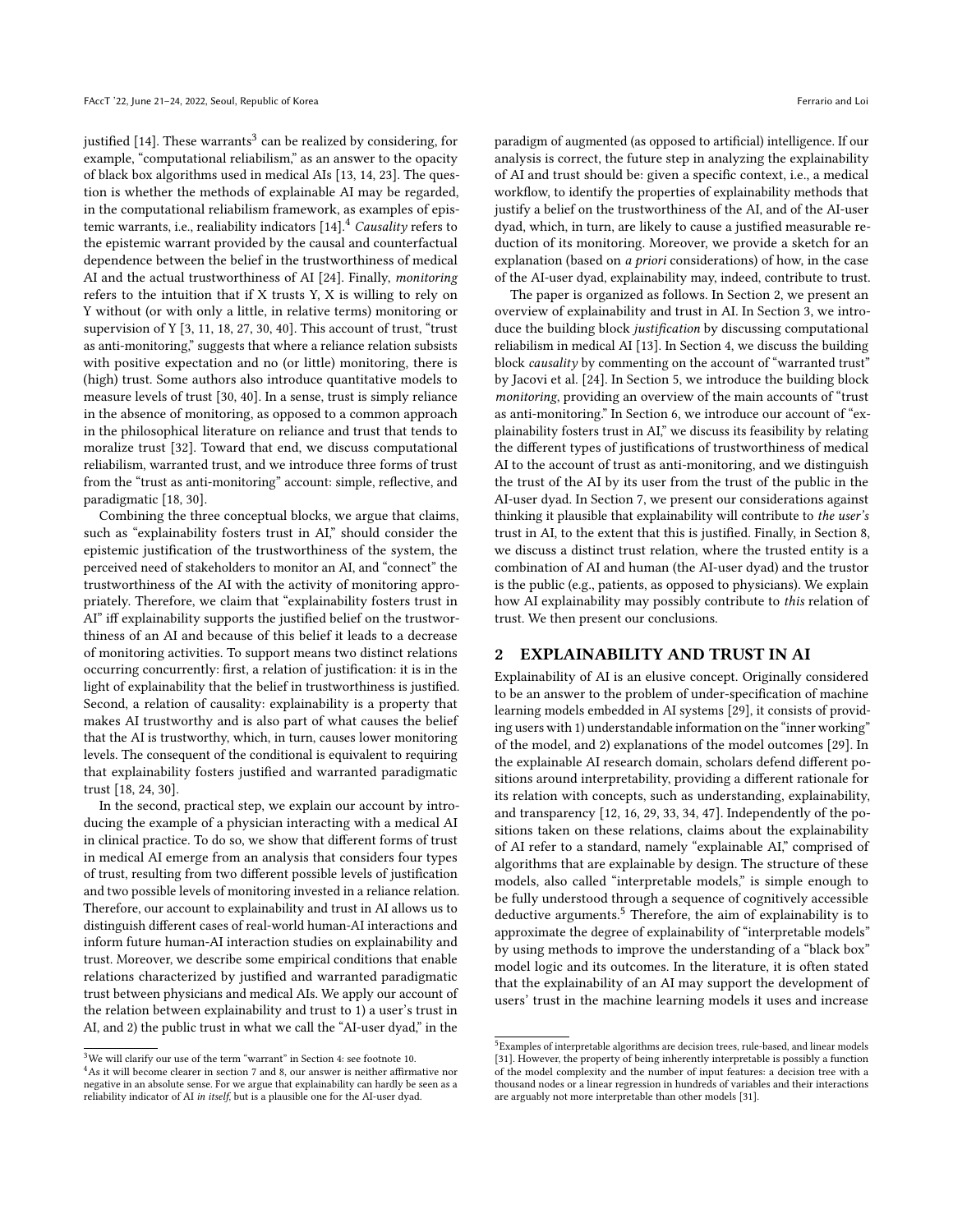justified [14]. These warrants[3] can be realized by considering, for example, "computational reliabilism," as an answer to the opacity of black box algorithms used in medical AIs [13, 14, 23]. The question is whether the methods of explainable AI may be regarded, in the computational reliabilism framework, as examples of epistemic warrants, i.e., realiability indicators [14].[4] *Causality* refers to the epistemic warrant provided by the causal and counterfactual dependence between the belief in the trustworthiness of medical AI and the actual trustworthiness of AI [24]. Finally, *monitoring* refers to the intuition that if X trusts Y, X is willing to rely on Y without (or with only a little, in relative terms) monitoring or supervision of Y [3, 11, 18, 27, 30, 40]. This account of trust, "trust as anti-monitoring," suggests that where a reliance relation subsists with positive expectation and no (or little) monitoring, there is (high) trust. Some authors also introduce quantitative models to measure levels of trust [30, 40]. In a sense, trust is simply reliance in the absence of monitoring, as opposed to a common approach in the philosophical literature on reliance and trust that tends to moralize trust [32]. Toward that end, we discuss computational reliabilism, warranted trust, and we introduce three forms of trust from the "trust as anti-monitoring" account: simple, reflective, and paradigmatic [18, 30].

Combining the three conceptual blocks, we argue that claims, such as "explainability fosters trust in AI," should consider the epistemic justification of the trustworthiness of the system, the perceived need of stakeholders to monitor an AI, and "connect" the trustworthiness of the AI with the activity of monitoring appropriately. Therefore, we claim that "explainability fosters trust in AI" iff explainability supports the justified belief on the trustworthiness of an AI and because of this belief it leads to a decrease of monitoring activities. To support means two distinct relations occurring concurrently: first, a relation of justification: it is in the light of explainability that the belief in trustworthiness is justified. Second, a relation of causality: explainability is a property that makes AI trustworthy and is also part of what causes the belief that the AI is trustworthy, which, in turn, causes lower monitoring levels. The consequent of the conditional is equivalent to requiring that explainability fosters justified and warranted paradigmatic trust [18, 24, 30].

In the second, practical step, we explain our account by introducing the example of a physician interacting with a medical AI in clinical practice. To do so, we show that different forms of trust in medical AI emerge from an analysis that considers four types of trust, resulting from two different possible levels of justification and two possible levels of monitoring invested in a reliance relation. Therefore, our account to explainability and trust in AI allows us to distinguish different cases of real-world human-AI interactions and inform future human-AI interaction studies on explainability and trust. Moreover, we describe some empirical conditions that enable relations characterized by justified and warranted paradigmatic trust between physicians and medical AIs. We apply our account of the relation between explainability and trust to 1) a user's trust in AI, and 2) the public trust in what we call the "AI-user dyad," in the paradigm of augmented (as opposed to artificial) intelligence. If our analysis is correct, the future step in analyzing the explainability of AI and trust should be: given a specific context, i.e., a medical workflow, to identify the properties of explainability methods that justify a belief on the trustworthiness of the AI, and of the AI-user dyad, which, in turn, are likely to cause a justified measurable reduction of its monitoring. Moreover, we provide a sketch for an explanation (based on *a priori* considerations) of how, in the case of the AI-user dyad, explainability may, indeed, contribute to trust.

The paper is organized as follows. In Section 2, we present an overview of explainability and trust in AI. In Section 3, we introduce the building block *justification* by discussing computational reliabilism in medical AI [13]. In Section 4, we discuss the building block *causality* by commenting on the account of "warranted trust" by Jacovi et al. [24]. In Section 5, we introduce the building block *monitoring*, providing an overview of the main accounts of "trust as anti-monitoring." In Section 6, we introduce our account of "explainability fosters trust in AI," we discuss its feasibility by relating the different types of justifications of trustworthiness of medical AI to the account of trust as anti-monitoring, and we distinguish the trust of the AI by its user from the trust of the public in the AI-user dyad. In Section 7, we present our considerations against thinking it plausible that explainability will contribute to *the user's* trust in AI, to the extent that this is justified. Finally, in Section 8, we discuss a distinct trust relation, where the trusted entity is a combination of AI and human (the AI-user dyad) and the trustor is the public (e.g., patients, as opposed to physicians). We explain how AI explainability may possibly contribute to *this* relation of trust. We then present our conclusions.

## 2 EXPLAINABILITY AND TRUST IN AI

Explainability of AI is an elusive concept. Originally considered to be an answer to the problem of under-specification of machine learning models embedded in AI systems [29], it consists of providing users with 1) understandable information on the "inner working" of the model, and 2) explanations of the model outcomes [29]. In the explainable AI research domain, scholars defend different positions around interpretability, providing a different rationale for its relation with concepts, such as understanding, explainability, and transparency [12, 16, 29, 33, 34, 47]. Independently of the positions taken on these relations, claims about the explainability of AI refer to a standard, namely "explainable AI," comprised of algorithms that are explainable by design. The structure of these models, also called "interpretable models," is simple enough to be fully understood through a sequence of cognitively accessible deductive arguments.[5] Therefore, the aim of explainability is to approximate the degree of explainability of "interpretable models" by using methods to improve the understanding of a "black box" model logic and its outcomes. In the literature, it is often stated that the explainability of an AI may support the development of users' trust in the machine learning models it uses and increase

---

[3] We will clarify our use of the term "warrant" in Section 4: see footnote 10.

[4] As it will become clearer in section 7 and 8, our answer is neither affirmative nor negative in an absolute sense. For we argue that explainability can hardly be seen as a reliability indicator of AI *in itself*, but is a plausible one for the AI-user dyad.

[5] Examples of interpretable algorithms are decision trees, rule-based, and linear models [31]. However, the property of being inherently interpretable is possibly a function of the model complexity and the number of input features: a decision tree with a thousand nodes or a linear regression in hundreds of variables and their interactions are arguably not more interpretable than other models [31].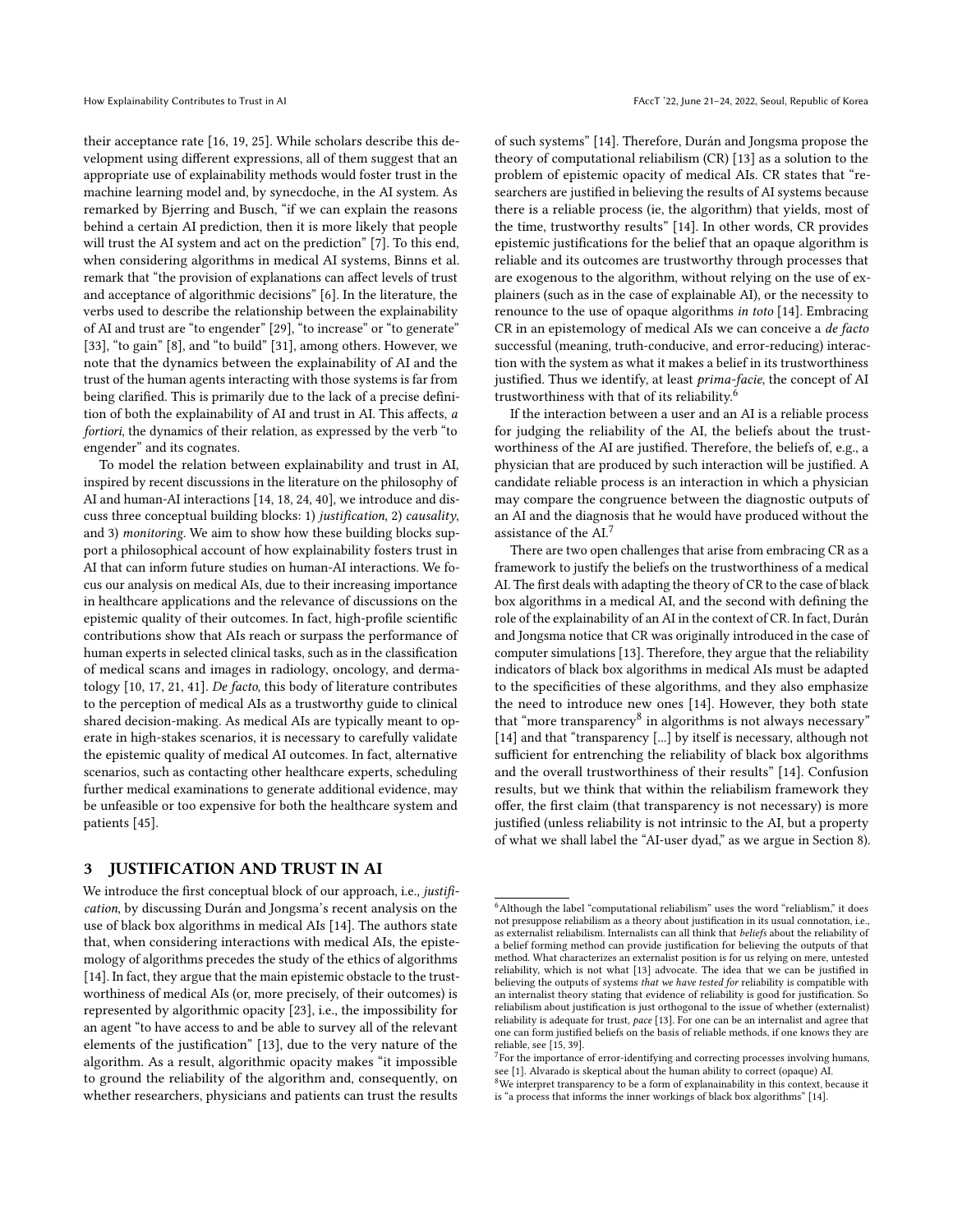their acceptance rate [16, 19, 25]. While scholars describe this development using different expressions, all of them suggest that an appropriate use of explainability methods would foster trust in the machine learning model and, by synecdoche, in the AI system. As remarked by Bjerring and Busch, "if we can explain the reasons behind a certain AI prediction, then it is more likely that people will trust the AI system and act on the prediction" [7]. To this end, when considering algorithms in medical AI systems, Binns et al. remark that "the provision of explanations can affect levels of trust and acceptance of algorithmic decisions" [6]. In the literature, the verbs used to describe the relationship between the explainability of AI and trust are "to engender" [29], "to increase" or "to generate" [33], "to gain" [8], and "to build" [31], among others. However, we note that the dynamics between the explainability of AI and the trust of the human agents interacting with those systems is far from being clarified. This is primarily due to the lack of a precise definition of both the explainability of AI and trust in AI. This affects, *a fortiori*, the dynamics of their relation, as expressed by the verb "to engender" and its cognates.

To model the relation between explainability and trust in AI, inspired by recent discussions in the literature on the philosophy of AI and human-AI interactions [14, 18, 24, 40], we introduce and discuss three conceptual building blocks: 1) *justification*, 2) *causality*, and 3) *monitoring*. We aim to show how these building blocks support a philosophical account of how explainability fosters trust in AI that can inform future studies on human-AI interactions. We focus our analysis on medical AIs, due to their increasing importance in healthcare applications and the relevance of discussions on the epistemic quality of their outcomes. In fact, high-profile scientific contributions show that AIs reach or surpass the performance of human experts in selected clinical tasks, such as in the classification of medical scans and images in radiology, oncology, and dermatology [10, 17, 21, 41]. *De facto*, this body of literature contributes to the perception of medical AIs as a trustworthy guide to clinical shared decision-making. As medical AIs are typically meant to operate in high-stakes scenarios, it is necessary to carefully validate the epistemic quality of medical AI outcomes. In fact, alternative scenarios, such as contacting other healthcare experts, scheduling further medical examinations to generate additional evidence, may be unfeasible or too expensive for both the healthcare system and patients [45].

## 3 JUSTIFICATION AND TRUST IN AI

We introduce the first conceptual block of our approach, i.e., *justification*, by discussing Durán and Jongsma's recent analysis on the use of black box algorithms in medical AIs [14]. The authors state that, when considering interactions with medical AIs, the epistemology of algorithms precedes the study of the ethics of algorithms [14]. In fact, they argue that the main epistemic obstacle to the trustworthiness of medical AIs (or, more precisely, of their outcomes) is represented by algorithmic opacity [23], i.e., the impossibility for an agent "to have access to and be able to survey all of the relevant elements of the justification" [13], due to the very nature of the algorithm. As a result, algorithmic opacity makes "it impossible to ground the reliability of the algorithm and, consequently, on whether researchers, physicians and patients can trust the results of such systems" [14]. Therefore, Durán and Jongsma propose the theory of computational reliabilism (CR) [13] as a solution to the problem of epistemic opacity of medical AIs. CR states that "researchers are justified in believing the results of AI systems because there is a reliable process (ie, the algorithm) that yields, most of the time, trustworthy results" [14]. In other words, CR provides epistemic justifications for the belief that an opaque algorithm is reliable and its outcomes are trustworthy through processes that are exogenous to the algorithm, without relying on the use of explainers (such as in the case of explainable AI), or the necessity to renounce to the use of opaque algorithms *in toto* [14]. Embracing CR in an epistemology of medical AIs we can conceive a *de facto* successful (meaning, truth-conducive, and error-reducing) interaction with the system as what it makes a belief in its trustworthiness justified. Thus we identify, at least *prima-facie*, the concept of AI trustworthiness with that of its reliability.[6]

If the interaction between a user and an AI is a reliable process for judging the reliability of the AI, the beliefs about the trustworthiness of the AI are justified. Therefore, the beliefs of, e.g., a physician that are produced by such interaction will be justified. A candidate reliable process is an interaction in which a physician may compare the congruence between the diagnostic outputs of an AI and the diagnosis that he would have produced without the assistance of the AI.[7]

There are two open challenges that arise from embracing CR as a framework to justify the beliefs on the trustworthiness of a medical AI. The first deals with adapting the theory of CR to the case of black box algorithms in a medical AI, and the second with defining the role of the explainability of an AI in the context of CR. In fact, Durán and Jongsma notice that CR was originally introduced in the case of computer simulations [13]. Therefore, they argue that the reliability indicators of black box algorithms in medical AIs must be adapted to the specificities of these algorithms, and they also emphasize the need to introduce new ones [14]. However, they both state that "more transparency[8] in algorithms is not always necessary" [14] and that "transparency [...] by itself is necessary, although not sufficient for entrenching the reliability of black box algorithms and the overall trustworthiness of their results" [14]. Confusion results, but we think that within the reliabilism framework they offer, the first claim (that transparency is not necessary) is more justified (unless reliability is not intrinsic to the AI, but a property of what we shall label the "AI-user dyad," as we argue in Section 8).

---

[6] Although the label "computational reliabilism" uses the word "reliablism," it does not presuppose reliabilism as a theory about justification in its usual connotation, i.e., as externalist reliabilism. Internalists can all think that *beliefs* about the reliability of a belief forming method can provide justification for believing the outputs of that method. What characterizes an externalist position is for us relying on mere, untested reliability, which is not what [13] advocate. The idea that we can be justified in believing the outputs of systems *that we have tested for* reliability is compatible with an internalist theory stating that evidence of reliability is good for justification. So reliabilism about justification is just orthogonal to the issue of whether (externalist) reliability is adequate for trust, *pace* [13]. For one can be an internalist and agree that one can form justified beliefs on the basis of reliable methods, if one knows they are reliable, see [15, 39].

[7] For the importance of error-identifying and correcting processes involving humans, see [1]. Alvarado is skeptical about the human ability to correct (opaque) AI.

[8] We interpret transparency to be a form of explanainability in this context, because it is "a process that informs the inner workings of black box algorithms" [14].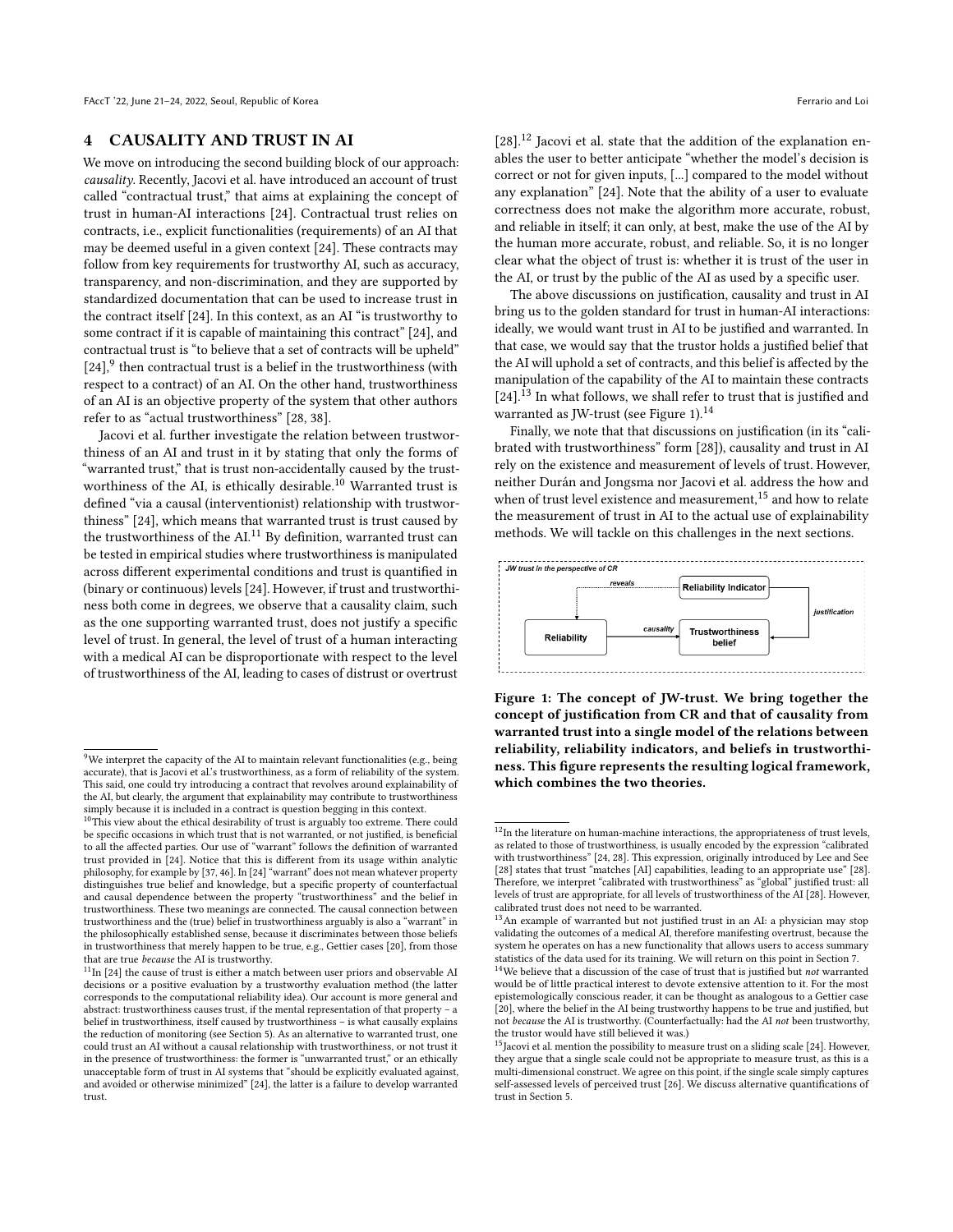## 4 CAUSALITY AND TRUST IN AI

We move on introducing the second building block of our approach: *causality*. Recently, Jacovi et al. have introduced an account of trust called "contractual trust," that aims at explaining the concept of trust in human-AI interactions [24]. Contractual trust relies on contracts, i.e., explicit functionalities (requirements) of an AI that may be deemed useful in a given context [24]. These contracts may follow from key requirements for trustworthy AI, such as accuracy, transparency, and non-discrimination, and they are supported by standardized documentation that can be used to increase trust in the contract itself [24]. In this context, as an AI "is trustworthy to some contract if it is capable of maintaining this contract" [24], and contractual trust is "to believe that a set of contracts will be upheld" [24],[9] then contractual trust is a belief in the trustworthiness (with respect to a contract) of an AI. On the other hand, trustworthiness of an AI is an objective property of the system that other authors refer to as "actual trustworthiness" [28, 38].

Jacovi et al. further investigate the relation between trustworthiness of an AI and trust in it by stating that only the forms of "warranted trust," that is trust non-accidentally caused by the trustworthiness of the AI, is ethically desirable.[10] Warranted trust is defined "via a causal (interventionist) relationship with trustworthiness" [24], which means that warranted trust is trust caused by the trustworthiness of the AI.[11] By definition, warranted trust can be tested in empirical studies where trustworthiness is manipulated across different experimental conditions and trust is quantified in (binary or continuous) levels [24]. However, if trust and trustworthiness both come in degrees, we observe that a causality claim, such as the one supporting warranted trust, does not justify a specific level of trust. In general, the level of trust of a human interacting with a medical AI can be disproportionate with respect to the level of trustworthiness of the AI, leading to cases of distrust or overtrust [28].[12] Jacovi et al. state that the addition of the explanation enables the user to better anticipate "whether the model's decision is correct or not for given inputs, [...] compared to the model without any explanation" [24]. Note that the ability of a user to evaluate correctness does not make the algorithm more accurate, robust, and reliable in itself; it can only, at best, make the use of the AI by the human more accurate, robust, and reliable. So, it is no longer clear what the object of trust is: whether it is trust of the user in the AI, or trust by the public of the AI as used by a specific user.

The above discussions on justification, causality and trust in AI bring us to the golden standard for trust in human-AI interactions: ideally, we would want trust in AI to be justified and warranted. In that case, we would say that the trustor holds a justified belief that the AI will uphold a set of contracts, and this belief is affected by the manipulation of the capability of the AI to maintain these contracts [24].[13] In what follows, we shall refer to trust that is justified and warranted as JW-trust (see Figure 1).[14]

Finally, we note that that discussions on justification (in its "calibrated with trustworthiness" form [28]), causality and trust in AI rely on the existence and measurement of levels of trust. However, neither Durán and Jongsma nor Jacovi et al. address the how and when of trust level existence and measurement,[15] and how to relate the measurement of trust in AI to the actual use of explainability methods. We will tackle on this challenges in the next sections.

**Figure 1: The concept of JW-trust. We bring together the concept of justification from CR and that of causality from warranted trust into a single model of the relations between reliability, reliability indicators, and beliefs in trustworthiness. This figure represents the resulting logical framework, which combines the two theories.**

---

[9] We interpret the capacity of the AI to maintain relevant functionalities (e.g., being accurate), that is Jacovi et al.'s trustworthiness, as a form of reliability of the system. This said, one could try introducing a contract that revolves around explainability of the AI, but clearly, the argument that explainability may contribute to trustworthiness simply because it is included in a contract is question begging in this context.

[10] This view about the ethical desirability of trust is arguably too extreme. There could be specific occasions in which trust that is not warranted, or not justified, is beneficial to all the affected parties. Our use of "warrant" follows the definition of warranted trust provided in [24]. Notice that this is different from its usage within analytic philosophy, for example by [37, 46]. In [24] "warrant" does not mean whatever property distinguishes true belief and knowledge, but a specific property of counterfactual and causal dependence between the property "trustworthiness" and the belief in trustworthiness. These two meanings are connected. The causal connection between trustworthiness and the (true) belief in trustworthiness arguably is also a "warrant" in the philosophically established sense, because it discriminates between those beliefs in trustworthiness that merely happen to be true, e.g., Gettier cases [20], from those that are true *because* the AI is trustworthy.

[11] In [24] the cause of trust is either a match between user priors and observable AI decisions or a positive evaluation by a trustworthy evaluation method (the latter corresponds to the computational reliability idea). Our account is more general and abstract: trustworthiness causes trust, if the mental representation of that property – a belief in trustworthiness, itself caused by trustworthiness – is what causally explains the reduction of monitoring (see Section 5). As an alternative to warranted trust, one could trust an AI without a causal relationship with trustworthiness, or not trust it in the presence of trustworthiness: the former is "unwarranted trust," or an ethically unacceptable form of trust in AI systems that "should be explicitly evaluated against, and avoided or otherwise minimized" [24], the latter is a failure to develop warranted trust.

[12] In the literature on human-machine interactions, the appropriateness of trust levels, as related to those of trustworthiness, is usually encoded by the expression "calibrated with trustworthiness" [24, 28]. This expression, originally introduced by Lee and See [28] states that trust "matches [AI] capabilities, leading to an appropriate use" [28]. Therefore, we interpret "calibrated with trustworthiness" as "global" justified trust: all levels of trust are appropriate, for all levels of trustworthiness of the AI [28]. However, calibrated trust does not need to be warranted.

[13] An example of warranted but not justified trust in an AI: a physician may stop validating the outcomes of a medical AI, therefore manifesting overtrust, because the system he operates on has a new functionality that allows users to access summary statistics of the data used for its training. We will return on this point in Section 7.

[14] We believe that a discussion of the case of trust that is justified but *not* warranted would be of little practical interest to devote extensive attention to it. For the most epistemologically conscious reader, it can be thought as analogous to a Gettier case [20], where the belief in the AI being trustworthy happens to be true and justified, but not *because* the AI is trustworthy. (Counterfactually: had the AI *not* been trustworthy, the trustor would have still believed it was.)

[15] Jacovi et al. mention the possibility to measure trust on a sliding scale [24]. However, they argue that a single scale could not be appropriate to measure trust, as this is a multi-dimensional construct. We agree on this point, if the single scale simply captures self-assessed levels of perceived trust [26]. We discuss alternative quantifications of trust in Section 5.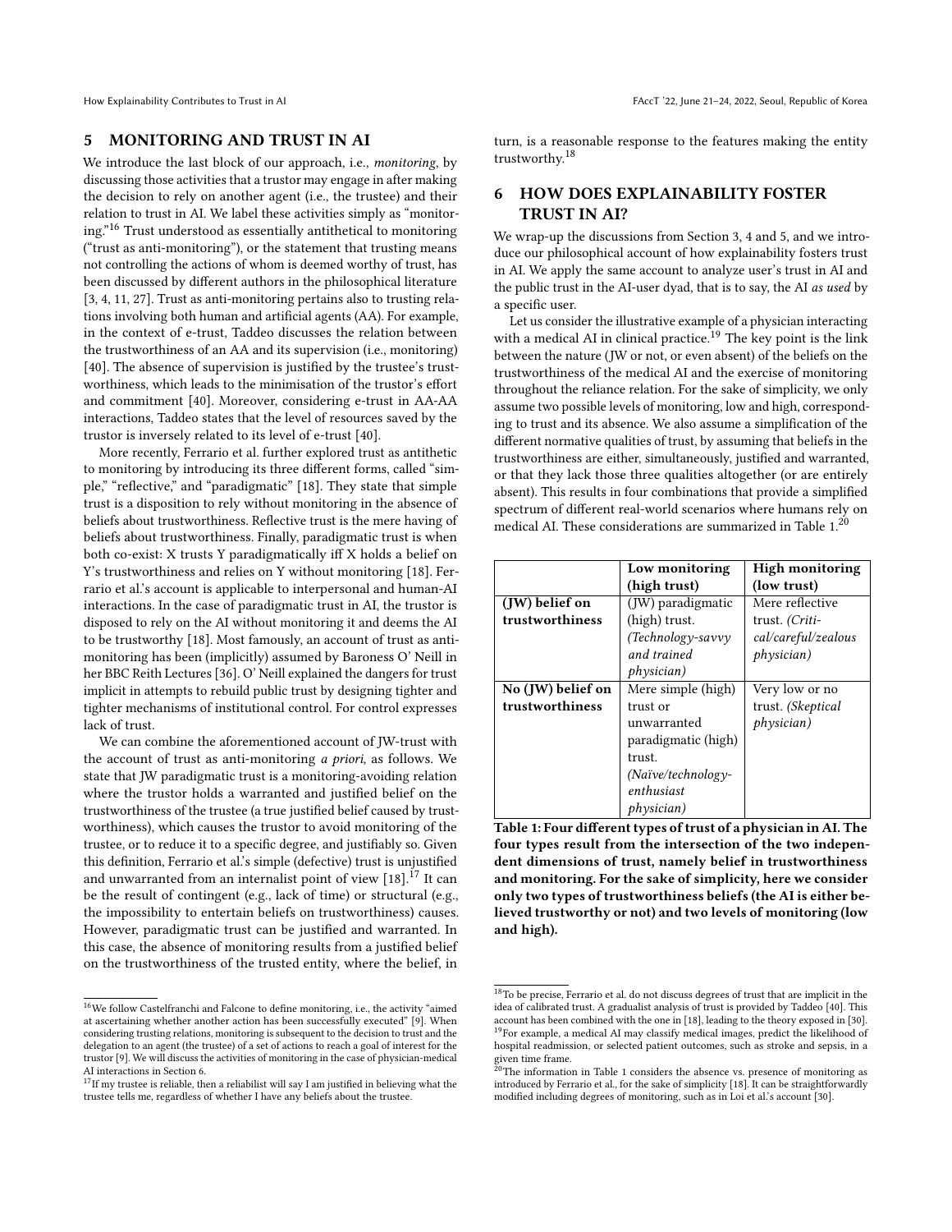## 5 MONITORING AND TRUST IN AI

We introduce the last block of our approach, i.e., *monitoring*, by discussing those activities that a trustor may engage in after making the decision to rely on another agent (i.e., the trustee) and their relation to trust in AI. We label these activities simply as "monitoring."[16] Trust understood as essentially antithetical to monitoring ("trust as anti-monitoring"), or the statement that trusting means not controlling the actions of whom is deemed worthy of trust, has been discussed by different authors in the philosophical literature [3, 4, 11, 27]. Trust as anti-monitoring pertains also to trusting relations involving both human and artificial agents (AA). For example, in the context of e-trust, Taddeo discusses the relation between the trustworthiness of an AA and its supervision (i.e., monitoring) [40]. The absence of supervision is justified by the trustee's trustworthiness, which leads to the minimisation of the trustor's effort and commitment [40]. Moreover, considering e-trust in AA-AA interactions, Taddeo states that the level of resources saved by the trustor is inversely related to its level of e-trust [40].

More recently, Ferrario et al. further explored trust as antithetic to monitoring by introducing its three different forms, called "simple," "reflective," and "paradigmatic" [18]. They state that simple trust is a disposition to rely without monitoring in the absence of beliefs about trustworthiness. Reflective trust is the mere having of beliefs about trustworthiness. Finally, paradigmatic trust is when both co-exist: X trusts Y paradigmatically iff X holds a belief on Y's trustworthiness and relies on Y without monitoring [18]. Ferrario et al.'s account is applicable to interpersonal and human-AI interactions. In the case of paradigmatic trust in AI, the trustor is disposed to rely on the AI without monitoring it and deems the AI to be trustworthy [18]. Most famously, an account of trust as anti-monitoring has been (implicitly) assumed by Baroness O' Neill in her BBC Reith Lectures [36]. O' Neill explained the dangers for trust implicit in attempts to rebuild public trust by designing tighter and tighter mechanisms of institutional control. For control expresses lack of trust.

We can combine the aforementioned account of JW-trust with the account of trust as anti-monitoring *a priori*, as follows. We state that JW paradigmatic trust is a monitoring-avoiding relation where the trustor holds a warranted and justified belief on the trustworthiness of the trustee (a true justified belief caused by trustworthiness), which causes the trustor to avoid monitoring of the trustee, or to reduce it to a specific degree, and justifiably so. Given this definition, Ferrario et al.'s simple (defective) trust is unjustified and unwarranted from an internalist point of view [18].[17] It can be the result of contingent (e.g., lack of time) or structural (e.g., the impossibility to entertain beliefs on trustworthiness) causes. However, paradigmatic trust can be justified and warranted. In this case, the absence of monitoring results from a justified belief on the trustworthiness of the trusted entity, where the belief, in turn, is a reasonable response to the features making the entity trustworthy.[18]

[16] We follow Castelfranchi and Falcone to define monitoring, i.e., the activity "aimed at ascertaining whether another action has been successfully executed" [9]. When considering trusting relations, monitoring is subsequent to the decision to trust and the delegation to an agent (the trustee) of a set of actions to reach a goal of interest for the trustor [9]. We will discuss the activities of monitoring in the case of physician-medical AI interactions in Section 6.

[17] If my trustee is reliable, then a reliabilist will say I am justified in believing what the trustee tells me, regardless of whether I have any beliefs about the trustee.

## 6 HOW DOES EXPLAINABILITY FOSTER TRUST IN AI?

We wrap-up the discussions from Section 3, 4 and 5, and we introduce our philosophical account of how explainability fosters trust in AI. We apply the same account to analyze user's trust in AI and the public trust in the AI-user dyad, that is to say, the AI *as used* by a specific user.

Let us consider the illustrative example of a physician interacting with a medical AI in clinical practice.[19] The key point is the link between the nature (JW or not, or even absent) of the beliefs on the trustworthiness of the medical AI and the exercise of monitoring throughout the reliance relation. For the sake of simplicity, we only assume two possible levels of monitoring, low and high, corresponding to trust and its absence. We also assume a simplification of the different normative qualities of trust, by assuming that beliefs in the trustworthiness are either, simultaneously, justified and warranted, or that they lack those three qualities altogether (or are entirely absent). This results in four combinations that provide a simplified spectrum of different real-world scenarios where humans rely on medical AI. These considerations are summarized in Table 1.[20]

| | **Low monitoring (high trust)** | **High monitoring (low trust)** |
|---|---|---|
| **(JW) belief on trustworthiness** | (JW) paradigmatic (high) trust. *(Technology-savvy and trained physician)* | Mere reflective trust. *(Critical/careful/zealous physician)* |
| **No (JW) belief on trustworthiness** | Mere simple (high) trust or unwarranted paradigmatic (high) trust. *(Naïve/technology-enthusiast physician)* | Very low or no trust. *(Skeptical physician)* |

**Table 1: Four different types of trust of a physician in AI. The four types result from the intersection of the two independent dimensions of trust, namely belief in trustworthiness and monitoring. For the sake of simplicity, here we consider only two types of trustworthiness beliefs (the AI is either believed trustworthy or not) and two levels of monitoring (low and high).**

[18] To be precise, Ferrario et al. do not discuss degrees of trust that are implicit in the idea of calibrated trust. A gradualist analysis of trust is provided by Taddeo [40]. This account has been combined with the one in [18], leading to the theory exposed in [30].

[19] For example, a medical AI may classify medical images, predict the likelihood of hospital readmission, or selected patient outcomes, such as stroke and sepsis, in a given time frame.

[20] The information in Table 1 considers the absence vs. presence of monitoring as introduced by Ferrario et al., for the sake of simplicity [18]. It can be straightforwardly modified including degrees of monitoring, such as in Loi et al.'s account [30].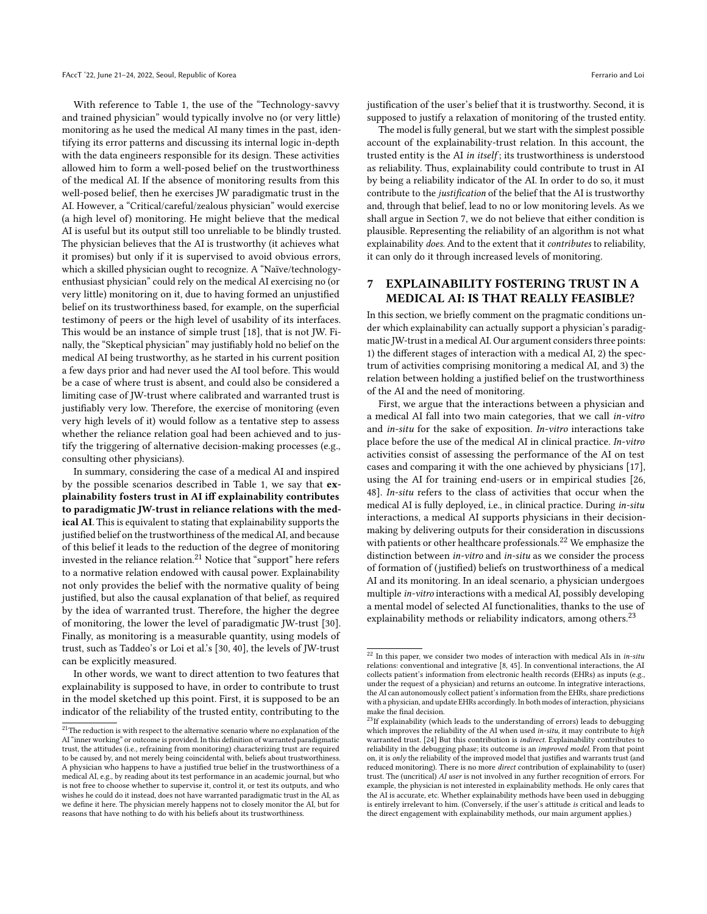With reference to Table 1, the use of the "Technology-savvy and trained physician" would typically involve no (or very little) monitoring as he used the medical AI many times in the past, identifying its error patterns and discussing its internal logic in-depth with the data engineers responsible for its design. These activities allowed him to form a well-posed belief on the trustworthiness of the medical AI. If the absence of monitoring results from this well-posed belief, then he exercises JW paradigmatic trust in the AI. However, a "Critical/careful/zealous physician" would exercise (a high level of) monitoring. He might believe that the medical AI is useful but its output still too unreliable to be blindly trusted. The physician believes that the AI is trustworthy (it achieves what it promises) but only if it is supervised to avoid obvious errors, which a skilled physician ought to recognize. A "Naïve/technology-enthusiast physician" could rely on the medical AI exercising no (or very little) monitoring on it, due to having formed an unjustified belief on its trustworthiness based, for example, on the superficial testimony of peers or the high level of usability of its interfaces. This would be an instance of simple trust [18], that is not JW. Finally, the "Skeptical physician" may justifiably hold no belief on the medical AI being trustworthy, as he started in his current position a few days prior and had never used the AI tool before. This would be a case of where trust is absent, and could also be considered a limiting case of JW-trust where calibrated and warranted trust is justifiably very low. Therefore, the exercise of monitoring (even very high levels of it) would follow as a tentative step to assess whether the reliance relation goal had been achieved and to justify the triggering of alternative decision-making processes (e.g., consulting other physicians).

In summary, considering the case of a medical AI and inspired by the possible scenarios described in Table 1, we say that **explainability fosters trust in AI iff explainability contributes to paradigmatic JW-trust in reliance relations with the medical AI**. This is equivalent to stating that explainability supports the justified belief on the trustworthiness of the medical AI, and because of this belief it leads to the reduction of the degree of monitoring invested in the reliance relation.[21] Notice that "support" here refers to a normative relation endowed with causal power. Explainability not only provides the belief with the normative quality of being justified, but also the causal explanation of that belief, as required by the idea of warranted trust. Therefore, the higher the degree of monitoring, the lower the level of paradigmatic JW-trust [30]. Finally, as monitoring is a measurable quantity, using models of trust, such as Taddeo's or Loi et al.'s [30, 40], the levels of JW-trust can be explicitly measured.

In other words, we want to direct attention to two features that explainability is supposed to have, in order to contribute to trust in the model sketched up this point. First, it is supposed to be an indicator of the reliability of the trusted entity, contributing to the justification of the user's belief that it is trustworthy. Second, it is supposed to justify a relaxation of monitoring of the trusted entity.

The model is fully general, but we start with the simplest possible account of the explainability-trust relation. In this account, the trusted entity is the AI *in itself*; its trustworthiness is understood as reliability. Thus, explainability could contribute to trust in AI by being a reliability indicator of the AI. In order to do so, it must contribute to the *justification* of the belief that the AI is trustworthy and, through that belief, lead to no or low monitoring levels. As we shall argue in Section 7, we do not believe that either condition is plausible. Representing the reliability of an algorithm is not what explainability *does*. And to the extent that it *contributes* to reliability, it can only do it through increased levels of monitoring.

## 7 EXPLAINABILITY FOSTERING TRUST IN A MEDICAL AI: IS THAT REALLY FEASIBLE?

In this section, we briefly comment on the pragmatic conditions under which explainability can actually support a physician's paradigmatic JW-trust in a medical AI. Our argument considers three points: 1) the different stages of interaction with a medical AI, 2) the spectrum of activities comprising monitoring a medical AI, and 3) the relation between holding a justified belief on the trustworthiness of the AI and the need of monitoring.

First, we argue that the interactions between a physician and a medical AI fall into two main categories, that we call *in-vitro* and *in-situ* for the sake of exposition. *In-vitro* interactions take place before the use of the medical AI in clinical practice. *In-vitro* activities consist of assessing the performance of the AI on test cases and comparing it with the one achieved by physicians [17], using the AI for training end-users or in empirical studies [26, 48]. *In-situ* refers to the class of activities that occur when the medical AI is fully deployed, i.e., in clinical practice. During *in-situ* interactions, a medical AI supports physicians in their decision-making by delivering outputs for their consideration in discussions with patients or other healthcare professionals.[22] We emphasize the distinction between *in-vitro* and *in-situ* as we consider the process of formation of (justified) beliefs on trustworthiness of a medical AI and its monitoring. In an ideal scenario, a physician undergoes multiple *in-vitro* interactions with a medical AI, possibly developing a mental model of selected AI functionalities, thanks to the use of explainability methods or reliability indicators, among others.[23]

[21] The reduction is with respect to the alternative scenario where no explanation of the AI "inner working" or outcome is provided. In this definition of warranted paradigmatic trust, the attitudes (i.e., refraining from monitoring) characterizing trust are required to be caused by, and not merely being coincidental with, beliefs about trustworthiness. A physician who happens to have a justified true belief in the trustworthiness of a medical AI, e.g., by reading about its test performance in an academic journal, but who is not free to choose whether to supervise it, control it, or test its outputs, and who wishes he could do it instead, does not have warranted paradigmatic trust in the AI, as we define it here. The physician merely happens not to closely monitor the AI, but for reasons that have nothing to do with his beliefs about its trustworthiness.

[22] In this paper, we consider two modes of interaction with medical AIs in *in-situ* relations: conventional and integrative [8, 45]. In conventional interactions, the AI collects patient's information from electronic health records (EHRs) as inputs (e.g., under the request of a physician) and returns an outcome. In integrative interactions, the AI can autonomously collect patient's information from the EHRs, share predictions with a physician, and update EHRs accordingly. In both modes of interaction, physicians make the final decision.

[23] If explainability (which leads to the understanding of errors) leads to debugging which improves the reliability of the AI when used *in-situ*, it may contribute to *high* warranted trust. [24] But this contribution is *indirect*. Explainability contributes to reliability in the debugging phase; its outcome is an *improved model*. From that point on, it is *only* the reliability of the improved model that justifies and warrants trust (and reduced monitoring). There is no more *direct* contribution of explainability to (user) trust. The (uncritical) *AI user* is not involved in any further recognition of errors. For example, the physician is not interested in explainability methods. He only cares that the AI is accurate, etc. Whether explainability methods have been used in debugging is entirely irrelevant to him. (Conversely, if the user's attitude *is* critical and leads to the direct engagement with explainability methods, our main argument applies.)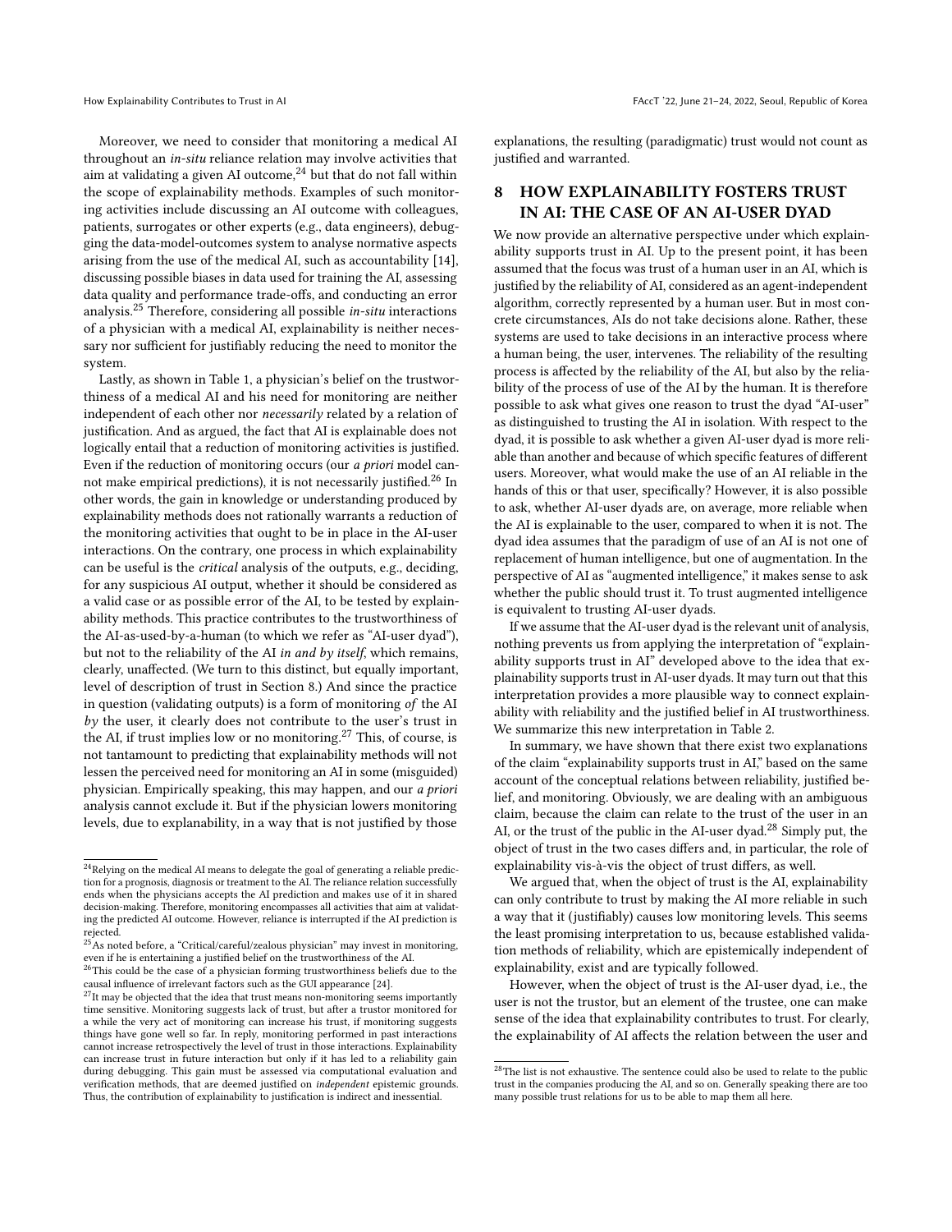Moreover, we need to consider that monitoring a medical AI throughout an *in-situ* reliance relation may involve activities that aim at validating a given AI outcome,[24] but that do not fall within the scope of explainability methods. Examples of such monitoring activities include discussing an AI outcome with colleagues, patients, surrogates or other experts (e.g., data engineers), debugging the data-model-outcomes system to analyse normative aspects arising from the use of the medical AI, such as accountability [14], discussing possible biases in data used for training the AI, assessing data quality and performance trade-offs, and conducting an error analysis.[25] Therefore, considering all possible *in-situ* interactions of a physician with a medical AI, explainability is neither necessary nor sufficient for justifiably reducing the need to monitor the system.

Lastly, as shown in Table 1, a physician's belief on the trustworthiness of a medical AI and his need for monitoring are neither independent of each other nor *necessarily* related by a relation of justification. And as argued, the fact that AI is explainable does not logically entail that a reduction of monitoring activities is justified. Even if the reduction of monitoring occurs (our *a priori* model cannot make empirical predictions), it is not necessarily justified.[26] In other words, the gain in knowledge or understanding produced by explainability methods does not rationally warrants a reduction of the monitoring activities that ought to be in place in the AI-user interactions. On the contrary, one process in which explainability can be useful is the *critical* analysis of the outputs, e.g., deciding, for any suspicious AI output, whether it should be considered as a valid case or as possible error of the AI, to be tested by explainability methods. This practice contributes to the trustworthiness of the AI-as-used-by-a-human (to which we refer as "AI-user dyad"), but not to the reliability of the AI *in and by itself*, which remains, clearly, unaffected. (We turn to this distinct, but equally important, level of description of trust in Section 8.) And since the practice in question (validating outputs) is a form of monitoring *of* the AI *by* the user, it clearly does not contribute to the user's trust in the AI, if trust implies low or no monitoring.[27] This, of course, is not tantamount to predicting that explainability methods will not lessen the perceived need for monitoring an AI in some (misguided) physician. Empirically speaking, this may happen, and our *a priori* analysis cannot exclude it. But if the physician lowers monitoring levels, due to explanability, in a way that is not justified by those explanations, the resulting (paradigmatic) trust would not count as justified and warranted.

## 8 HOW EXPLAINABILITY FOSTERS TRUST IN AI: THE CASE OF AN AI-USER DYAD

We now provide an alternative perspective under which explainability supports trust in AI. Up to the present point, it has been assumed that the focus was trust of a human user in an AI, which is justified by the reliability of AI, considered as an agent-independent algorithm, correctly represented by a human user. But in most concrete circumstances, AIs do not take decisions alone. Rather, these systems are used to take decisions in an interactive process where a human being, the user, intervenes. The reliability of the resulting process is affected by the reliability of the AI, but also by the reliability of the process of use of the AI by the human. It is therefore possible to ask what gives one reason to trust the dyad "AI-user" as distinguished to trusting the AI in isolation. With respect to the dyad, it is possible to ask whether a given AI-user dyad is more reliable than another and because of which specific features of different users. Moreover, what would make the use of an AI reliable in the hands of this or that user, specifically? However, it is also possible to ask, whether AI-user dyads are, on average, more reliable when the AI is explainable to the user, compared to when it is not. The dyad idea assumes that the paradigm of use of an AI is not one of replacement of human intelligence, but one of augmentation. In the perspective of AI as "augmented intelligence," it makes sense to ask whether the public should trust it. To trust augmented intelligence is equivalent to trusting AI-user dyads.

If we assume that the AI-user dyad is the relevant unit of analysis, nothing prevents us from applying the interpretation of "explainability supports trust in AI" developed above to the idea that explainability supports trust in AI-user dyads. It may turn out that this interpretation provides a more plausible way to connect explainability with reliability and the justified belief in AI trustworthiness. We summarize this new interpretation in Table 2.

In summary, we have shown that there exist two explanations of the claim "explainability supports trust in AI," based on the same account of the conceptual relations between reliability, justified belief, and monitoring. Obviously, we are dealing with an ambiguous claim, because the claim can relate to the trust of the user in an AI, or the trust of the public in the AI-user dyad.[28] Simply put, the object of trust in the two cases differs and, in particular, the role of explainability vis-à-vis the object of trust differs, as well.

We argued that, when the object of trust is the AI, explainability can only contribute to trust by making the AI more reliable in such a way that it (justifiably) causes low monitoring levels. This seems the least promising interpretation to us, because established validation methods of reliability, which are epistemically independent of explainability, exist and are typically followed.

However, when the object of trust is the AI-user dyad, i.e., the user is not the trustor, but an element of the trustee, one can make sense of the idea that explainability contributes to trust. For clearly, the explainability of AI affects the relation between the user and

---

[24] Relying on the medical AI means to delegate the goal of generating a reliable prediction for a prognosis, diagnosis or treatment to the AI. The reliance relation successfully ends when the physicians accepts the AI prediction and makes use of it in shared decision-making. Therefore, monitoring encompasses all activities that aim at validating the predicted AI outcome. However, reliance is interrupted if the AI prediction is rejected.

[25] As noted before, a "Critical/careful/zealous physician" may invest in monitoring, even if he is entertaining a justified belief on the trustworthiness of the AI.

[26] This could be the case of a physician forming trustworthiness beliefs due to the causal influence of irrelevant factors such as the GUI appearance [24].

[27] It may be objected that the idea that trust means non-monitoring seems importantly time sensitive. Monitoring suggests lack of trust, but after a trustor monitored for a while the very act of monitoring can increase his trust, if monitoring suggests things have gone well so far. In reply, monitoring performed in past interactions cannot increase retrospectively the level of trust in those interactions. Explainability can increase trust in future interaction but only if it has led to a reliability gain during debugging. This gain must be assessed via computational evaluation and verification methods, that are deemed justified on *independent* epistemic grounds. Thus, the contribution of explainability to justification is indirect and inessential.

[28] The list is not exhaustive. The sentence could also be used to relate to the public trust in the companies producing the AI, and so on. Generally speaking there are too many possible trust relations for us to be able to map them all here.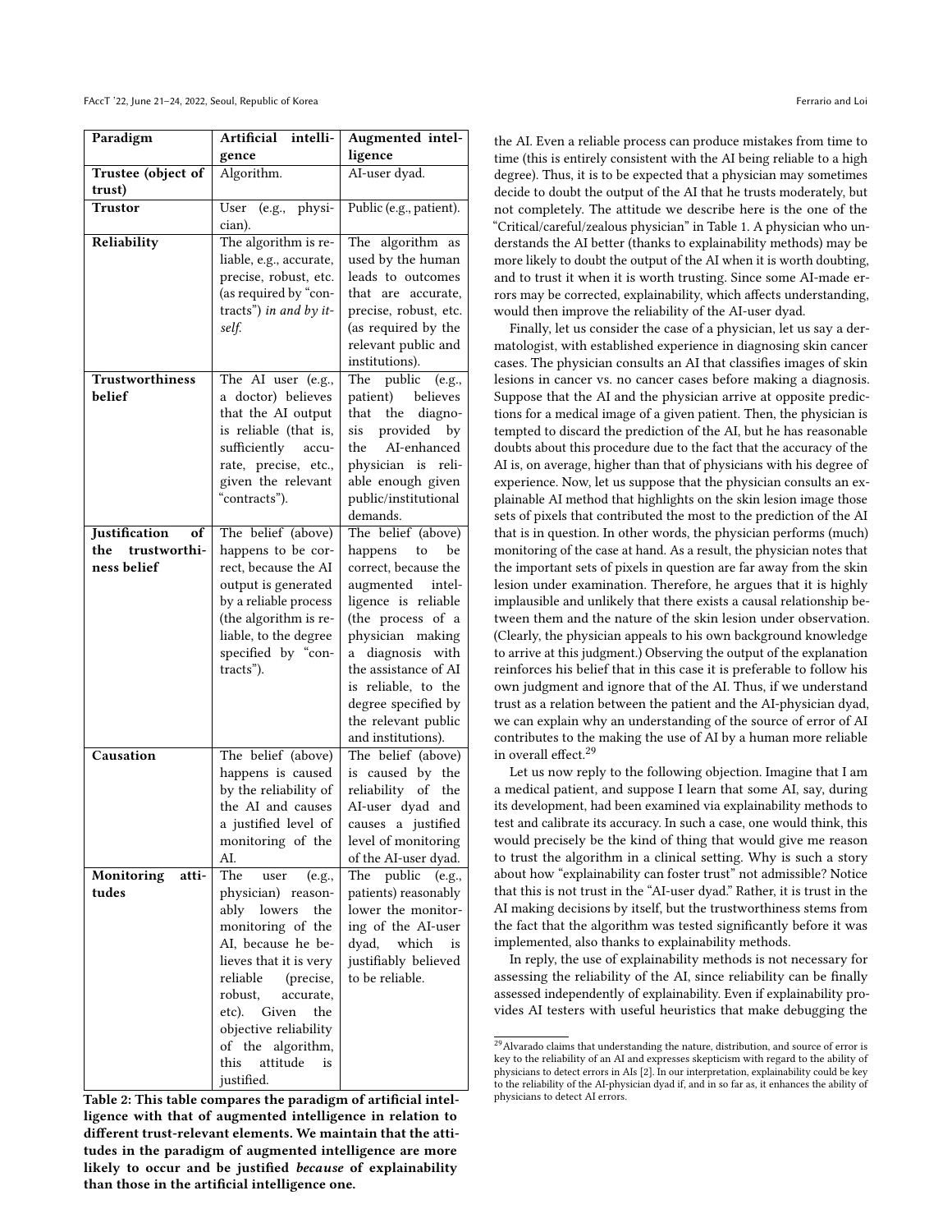| Paradigm | Artificial intelligence | Augmented intelligence |
|---|---|---|
| **Trustee (object of trust)** | Algorithm. | AI-user dyad. |
| **Trustor** | User (e.g., physician). | Public (e.g., patient). |
| **Reliability** | The algorithm is reliable, e.g., accurate, precise, robust, etc. (as required by "contracts") *in and by itself.* | The algorithm as used by the human leads to outcomes that are accurate, precise, robust, etc. (as required by the relevant public and institutions). |
| **Trustworthiness belief** | The AI user (e.g., a doctor) believes that the AI output is reliable (that is, sufficiently accurate, precise, etc., given the relevant "contracts"). | The public (e.g., patient) believes that the diagnosis provided by the AI-enhanced physician is reliable enough given public/institutional demands. |
| **Justification of the trustworthiness belief** | The belief (above) happens to be correct, because the AI output is generated by a reliable process (the algorithm is reliable, to the degree specified by "contracts"). | The belief (above) happens to be correct, because the augmented intelligence is reliable (the process of a physician making a diagnosis with the assistance of AI is reliable, to the degree specified by the relevant public and institutions). |
| **Causation** | The belief (above) happens is caused by the reliability of the AI and causes a justified level of monitoring of the AI. | The belief (above) is caused by the reliability of the AI-user dyad and causes a justified level of monitoring of the AI-user dyad. |
| **Monitoring attitudes** | The user (e.g., physician) reasonably lowers the monitoring of the AI, because he believes that it is very reliable (precise, robust, accurate, etc). Given the objective reliability of the algorithm, this attitude is justified. | The public (e.g., patients) reasonably lower the monitoring of the AI-user dyad, which is justifiably believed to be reliable. |

**Table 2: This table compares the paradigm of artificial intelligence with that of augmented intelligence in relation to different trust-relevant elements. We maintain that the attitudes in the paradigm of augmented intelligence are more likely to occur and be justified *because* of explainability than those in the artificial intelligence one.**

the AI. Even a reliable process can produce mistakes from time to time (this is entirely consistent with the AI being reliable to a high degree). Thus, it is to be expected that a physician may sometimes decide to doubt the output of the AI that he trusts moderately, but not completely. The attitude we describe here is the one of the "Critical/careful/zealous physician" in Table 1. A physician who understands the AI better (thanks to explainability methods) may be more likely to doubt the output of the AI when it is worth doubting, and to trust it when it is worth trusting. Since some AI-made errors may be corrected, explainability, which affects understanding, would then improve the reliability of the AI-user dyad.

Finally, let us consider the case of a physician, let us say a dermatologist, with established experience in diagnosing skin cancer cases. The physician consults an AI that classifies images of skin lesions in cancer vs. no cancer cases before making a diagnosis. Suppose that the AI and the physician arrive at opposite predictions for a medical image of a given patient. Then, the physician is tempted to discard the prediction of the AI, but he has reasonable doubts about this procedure due to the fact that the accuracy of the AI is, on average, higher than that of physicians with his degree of experience. Now, let us suppose that the physician consults an explainable AI method that highlights on the skin lesion image those sets of pixels that contributed the most to the prediction of the AI that is in question. In other words, the physician performs (much) monitoring of the case at hand. As a result, the physician notes that the important sets of pixels in question are far away from the skin lesion under examination. Therefore, he argues that it is highly implausible and unlikely that there exists a causal relationship between them and the nature of the skin lesion under observation. (Clearly, the physician appeals to his own background knowledge to arrive at this judgment.) Observing the output of the explanation reinforces his belief that in this case it is preferable to follow his own judgment and ignore that of the AI. Thus, if we understand trust as a relation between the patient and the AI-physician dyad, we can explain why an understanding of the source of error of AI contributes to the making the use of AI by a human more reliable in overall effect.[29]

Let us now reply to the following objection. Imagine that I am a medical patient, and suppose I learn that some AI, say, during its development, had been examined via explainability methods to test and calibrate its accuracy. In such a case, one would think, this would precisely be the kind of thing that would give me reason to trust the algorithm in a clinical setting. Why is such a story about how "explainability can foster trust" not admissible? Notice that this is not trust in the "AI-user dyad." Rather, it is trust in the AI making decisions by itself, but the trustworthiness stems from the fact that the algorithm was tested significantly before it was implemented, also thanks to explainability methods.

In reply, the use of explainability methods is not necessary for assessing the reliability of the AI, since reliability can be finally assessed independently of explainability. Even if explainability provides AI testers with useful heuristics that make debugging the

[29] Alvarado claims that understanding the nature, distribution, and source of error is key to the reliability of an AI and expresses skepticism with regard to the ability of physicians to detect errors in AIs [2]. In our interpretation, explainability could be key to the reliability of the AI-physician dyad if, and in so far as, it enhances the ability of physicians to detect AI errors.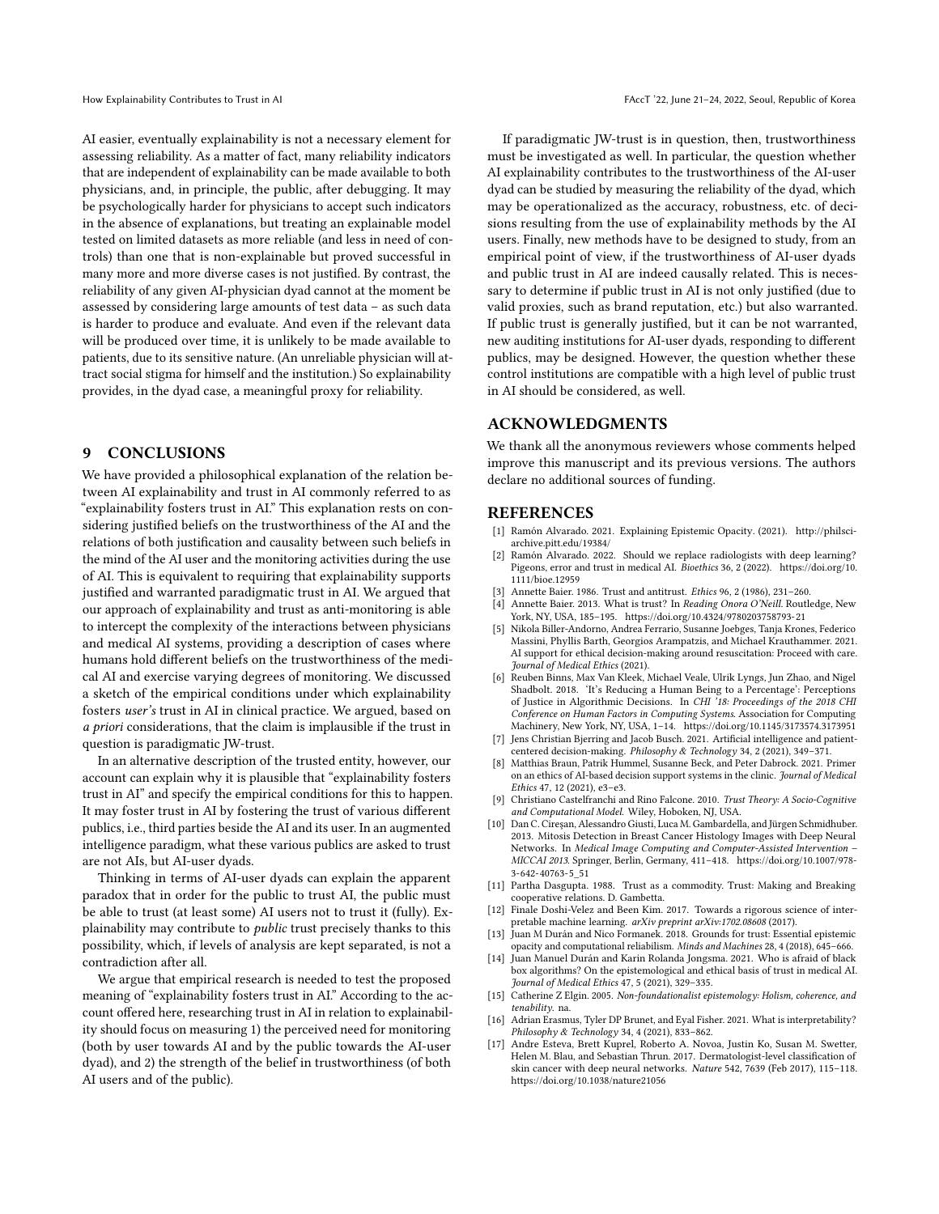AI easier, eventually explainability is not a necessary element for assessing reliability. As a matter of fact, many reliability indicators that are independent of explainability can be made available to both physicians, and, in principle, the public, after debugging. It may be psychologically harder for physicians to accept such indicators in the absence of explanations, but treating an explainable model tested on limited datasets as more reliable (and less in need of controls) than one that is non-explainable but proved successful in many more and more diverse cases is not justified. By contrast, the reliability of any given AI-physician dyad cannot at the moment be assessed by considering large amounts of test data – as such data is harder to produce and evaluate. And even if the relevant data will be produced over time, it is unlikely to be made available to patients, due to its sensitive nature. (An unreliable physician will attract social stigma for himself and the institution.) So explainability provides, in the dyad case, a meaningful proxy for reliability.

## 9 CONCLUSIONS

We have provided a philosophical explanation of the relation between AI explainability and trust in AI commonly referred to as "explainability fosters trust in AI." This explanation rests on considering justified beliefs on the trustworthiness of the AI and the relations of both justification and causality between such beliefs in the mind of the AI user and the monitoring activities during the use of AI. This is equivalent to requiring that explainability supports justified and warranted paradigmatic trust in AI. We argued that our approach of explainability and trust as anti-monitoring is able to intercept the complexity of the interactions between physicians and medical AI systems, providing a description of cases where humans hold different beliefs on the trustworthiness of the medical AI and exercise varying degrees of monitoring. We discussed a sketch of the empirical conditions under which explainability fosters *user's* trust in AI in clinical practice. We argued, based on *a priori* considerations, that the claim is implausible if the trust in question is paradigmatic JW-trust.

In an alternative description of the trusted entity, however, our account can explain why it is plausible that "explainability fosters trust in AI" and specify the empirical conditions for this to happen. It may foster trust in AI by fostering the trust of various different publics, i.e., third parties beside the AI and its user. In an augmented intelligence paradigm, what these various publics are asked to trust are not AIs, but AI-user dyads.

Thinking in terms of AI-user dyads can explain the apparent paradox that in order for the public to trust AI, the public must be able to trust (at least some) AI users not to trust it (fully). Explainability may contribute to *public* trust precisely thanks to this possibility, which, if levels of analysis are kept separated, is not a contradiction after all.

We argue that empirical research is needed to test the proposed meaning of "explainability fosters trust in AI." According to the account offered here, researching trust in AI in relation to explainability should focus on measuring 1) the perceived need for monitoring (both by user towards AI and by the public towards the AI-user dyad), and 2) the strength of the belief in trustworthiness (of both AI users and of the public).

If paradigmatic JW-trust is in question, then, trustworthiness must be investigated as well. In particular, the question whether AI explainability contributes to the trustworthiness of the AI-user dyad can be studied by measuring the reliability of the dyad, which may be operationalized as the accuracy, robustness, etc. of decisions resulting from the use of explainability methods by the AI users. Finally, new methods have to be designed to study, from an empirical point of view, if the trustworthiness of AI-user dyads and public trust in AI are indeed causally related. This is necessary to determine if public trust in AI is not only justified (due to valid proxies, such as brand reputation, etc.) but also warranted. If public trust is generally justified, but it can be not warranted, new auditing institutions for AI-user dyads, responding to different publics, may be designed. However, the question whether these control institutions are compatible with a high level of public trust in AI should be considered, as well.

## ACKNOWLEDGMENTS

We thank all the anonymous reviewers whose comments helped improve this manuscript and its previous versions. The authors declare no additional sources of funding.

## REFERENCES

- [1] Ramón Alvarado. 2021. Explaining Epistemic Opacity. (2021). http://philsci-archive.pitt.edu/19384/
- [2] Ramón Alvarado. 2022. Should we replace radiologists with deep learning? Pigeons, error and trust in medical AI. *Bioethics* 36, 2 (2022). https://doi.org/10.1111/bioe.12959
- [3] Annette Baier. 1986. Trust and antitrust. *Ethics* 96, 2 (1986), 231–260.
- [4] Annette Baier. 2013. What is trust? In *Reading Onora O'Neill*. Routledge, New York, NY, USA, 185–195. https://doi.org/10.4324/9780203758793-21
- [5] Nikola Biller-Andorno, Andrea Ferrario, Susanne Joebges, Tanja Krones, Federico Massini, Phyllis Barth, Georgios Arampatzis, and Michael Krauthammer. 2021. AI support for ethical decision-making around resuscitation: Proceed with care. *Journal of Medical Ethics* (2021).
- [6] Reuben Binns, Max Van Kleek, Michael Veale, Ulrik Lyngs, Jun Zhao, and Nigel Shadbolt. 2018. 'It's Reducing a Human Being to a Percentage': Perceptions of Justice in Algorithmic Decisions. In *CHI '18: Proceedings of the 2018 CHI Conference on Human Factors in Computing Systems*. Association for Computing Machinery, New York, NY, USA, 1–14. https://doi.org/10.1145/3173574.3173951
- [7] Jens Christian Bjerring and Jacob Busch. 2021. Artificial intelligence and patient-centered decision-making. *Philosophy & Technology* 34, 2 (2021), 349–371.
- [8] Matthias Braun, Patrik Hummel, Susanne Beck, and Peter Dabrock. 2021. Primer on an ethics of AI-based decision support systems in the clinic. *Journal of Medical Ethics* 47, 12 (2021), e3–e3.
- [9] Christiano Castelfranchi and Rino Falcone. 2010. *Trust Theory: A Socio-Cognitive and Computational Model*. Wiley, Hoboken, NJ, USA.
- [10] Dan C. Cireşan, Alessandro Giusti, Luca M. Gambardella, and Jürgen Schmidhuber. 2013. Mitosis Detection in Breast Cancer Histology Images with Deep Neural Networks. In *Medical Image Computing and Computer-Assisted Intervention – MICCAI 2013*. Springer, Berlin, Germany, 411–418. https://doi.org/10.1007/978-3-642-40763-5_51
- [11] Partha Dasgupta. 1988. Trust as a commodity. Trust: Making and Breaking cooperative relations. D. Gambetta.
- [12] Finale Doshi-Velez and Been Kim. 2017. Towards a rigorous science of interpretable machine learning. *arXiv preprint arXiv:1702.08608* (2017).
- [13] Juan M Durán and Nico Formanek. 2018. Grounds for trust: Essential epistemic opacity and computational reliabilism. *Minds and Machines* 28, 4 (2018), 645–666.
- [14] Juan Manuel Durán and Karin Rolanda Jongsma. 2021. Who is afraid of black box algorithms? On the epistemological and ethical basis of trust in medical AI. *Journal of Medical Ethics* 47, 5 (2021), 329–335.
- [15] Catherine Z Elgin. 2005. *Non-foundationalist epistemology: Holism, coherence, and tenability*. na.
- [16] Adrian Erasmus, Tyler DP Brunet, and Eyal Fisher. 2021. What is interpretability? *Philosophy & Technology* 34, 4 (2021), 833–862.
- [17] Andre Esteva, Brett Kuprel, Roberto A. Novoa, Justin Ko, Susan M. Swetter, Helen M. Blau, and Sebastian Thrun. 2017. Dermatologist-level classification of skin cancer with deep neural networks. *Nature* 542, 7639 (Feb 2017), 115–118. https://doi.org/10.1038/nature21056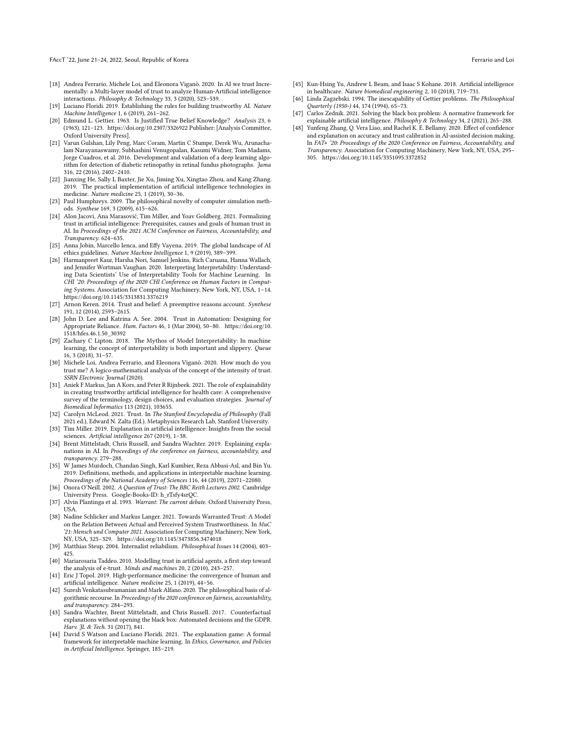- [18] Andrea Ferrario, Michele Loi, and Eleonora Viganò. 2020. In AI we trust Incrementally: a Multi-layer model of trust to analyze Human-Artificial intelligence interactions. *Philosophy & Technology* 33, 3 (2020), 523–539.
- [19] Luciano Floridi. 2019. Establishing the rules for building trustworthy AI. *Nature Machine Intelligence* 1, 6 (2019), 261–262.
- [20] Edmund L. Gettier. 1963. Is Justified True Belief Knowledge? *Analysis* 23, 6 (1963), 121–123. https://doi.org/10.2307/3326922 Publisher: [Analysis Committee, Oxford University Press].
- [21] Varun Gulshan, Lily Peng, Marc Coram, Martin C Stumpe, Derek Wu, Arunachalam Narayanaswamy, Subhashini Venugopalan, Kasumi Widner, Tom Madams, Jorge Cuadros, et al. 2016. Development and validation of a deep learning algorithm for detection of diabetic retinopathy in retinal fundus photographs. *Jama* 316, 22 (2016), 2402–2410.
- [22] Jianxing He, Sally L Baxter, Jie Xu, Jiming Xu, Xingtao Zhou, and Kang Zhang. 2019. The practical implementation of artificial intelligence technologies in medicine. *Nature medicine* 25, 1 (2019), 30–36.
- [23] Paul Humphreys. 2009. The philosophical novelty of computer simulation methods. *Synthese* 169, 3 (2009), 615–626.
- [24] Alon Jacovi, Ana Marasović, Tim Miller, and Yoav Goldberg. 2021. Formalizing trust in artificial intelligence: Prerequisites, causes and goals of human trust in AI. In *Proceedings of the 2021 ACM Conference on Fairness, Accountability, and Transparency*. 624–635.
- [25] Anna Jobin, Marcello Ienca, and Effy Vayena. 2019. The global landscape of AI ethics guidelines. *Nature Machine Intelligence* 1, 9 (2019), 389–399.
- [26] Harmanpreet Kaur, Harsha Nori, Samuel Jenkins, Rich Caruana, Hanna Wallach, and Jennifer Wortman Vaughan. 2020. Interpreting Interpretability: Understanding Data Scientists' Use of Interpretability Tools for Machine Learning. In *CHI '20: Proceedings of the 2020 CHI Conference on Human Factors in Computing Systems*. Association for Computing Machinery, New York, NY, USA, 1–14. https://doi.org/10.1145/3313831.3376219
- [27] Arnon Keren. 2014. Trust and belief: A preemptive reasons account. *Synthese* 191, 12 (2014), 2593–2615.
- [28] John D. Lee and Katrina A. See. 2004. Trust in Automation: Designing for Appropriate Reliance. *Hum. Factors* 46, 1 (Mar 2004), 50–80. https://doi.org/10.1518/hfes.46.1.50_30392
- [29] Zachary C Lipton. 2018. The Mythos of Model Interpretability: In machine learning, the concept of interpretability is both important and slippery. *Queue* 16, 3 (2018), 31–57.
- [30] Michele Loi, Andrea Ferrario, and Eleonora Viganò. 2020. How much do you trust me? A logico-mathematical analysis of the concept of the intensity of trust. *SSRN Electronic Journal* (2020).
- [31] Aniek F Markus, Jan A Kors, and Peter R Rijnbeek. 2021. The role of explainability in creating trustworthy artificial intelligence for health care: A comprehensive survey of the terminology, design choices, and evaluation strategies. *Journal of Biomedical Informatics* 113 (2021), 103655.
- [32] Carolyn McLeod. 2021. Trust. In *The Stanford Encyclopedia of Philosophy* (Fall 2021 ed.), Edward N. Zalta (Ed.). Metaphysics Research Lab, Stanford University.
- [33] Tim Miller. 2019. Explanation in artificial intelligence: Insights from the social sciences. *Artificial intelligence* 267 (2019), 1–38.
- [34] Brent Mittelstadt, Chris Russell, and Sandra Wachter. 2019. Explaining explanations in AI. In *Proceedings of the conference on fairness, accountability, and transparency*. 279–288.
- [35] W James Murdoch, Chandan Singh, Karl Kumbier, Reza Abbasi-Asl, and Bin Yu. 2019. Definitions, methods, and applications in interpretable machine learning. *Proceedings of the National Academy of Sciences* 116, 44 (2019), 22071–22080.
- [36] Onora O'Neill. 2002. *A Question of Trust: The BBC Reith Lectures 2002.* Cambridge University Press. Google-Books-ID: h_rTsfy4srQC.
- [37] Alvin Plantinga et al. 1993. *Warrant: The current debate.* Oxford University Press, USA.
- [38] Nadine Schlicker and Markus Langer. 2021. Towards Warranted Trust: A Model on the Relation Between Actual and Perceived System Trustworthiness. In *MuC '21: Mensch und Computer 2021*. Association for Computing Machinery, New York, NY, USA, 325–329. https://doi.org/10.1145/3473856.3474018
- [39] Matthias Steup. 2004. Internalist reliabilism. *Philosophical Issues* 14 (2004), 403–425.
- [40] Mariarosaria Taddeo. 2010. Modelling trust in artificial agents, a first step toward the analysis of e-trust. *Minds and machines* 20, 2 (2010), 243–257.
- [41] Eric J Topol. 2019. High-performance medicine: the convergence of human and artificial intelligence. *Nature medicine* 25, 1 (2019), 44–56.
- [42] Suresh Venkatasubramanian and Mark Alfano. 2020. The philosophical basis of algorithmic recourse. In *Proceedings of the 2020 conference on fairness, accountability, and transparency*. 284–293.
- [43] Sandra Wachter, Brent Mittelstadt, and Chris Russell. 2017. Counterfactual explanations without opening the black box: Automated decisions and the GDPR. *Harv. JL & Tech.* 31 (2017), 841.
- [44] David S Watson and Luciano Floridi. 2021. The explanation game: A formal framework for interpretable machine learning. In *Ethics, Governance, and Policies in Artificial Intelligence*. Springer, 185–219.
- [45] Kun-Hsing Yu, Andrew L Beam, and Isaac S Kohane. 2018. Artificial intelligence in healthcare. *Nature biomedical engineering* 2, 10 (2018), 719–731.
- [46] Linda Zagzebski. 1994. The inescapability of Gettier problems. *The Philosophical Quarterly (1950-)* 44, 174 (1994), 65–73.
- [47] Carlos Zednik. 2021. Solving the black box problem: A normative framework for explainable artificial intelligence. *Philosophy & Technology* 34, 2 (2021), 265–288.
- [48] Yunfeng Zhang, Q. Vera Liao, and Rachel K. E. Bellamy. 2020. Effect of confidence and explanation on accuracy and trust calibration in AI-assisted decision making. In *FAT\* '20: Proceedings of the 2020 Conference on Fairness, Accountability, and Transparency*. Association for Computing Machinery, New York, NY, USA, 295–305. https://doi.org/10.1145/3351095.3372852